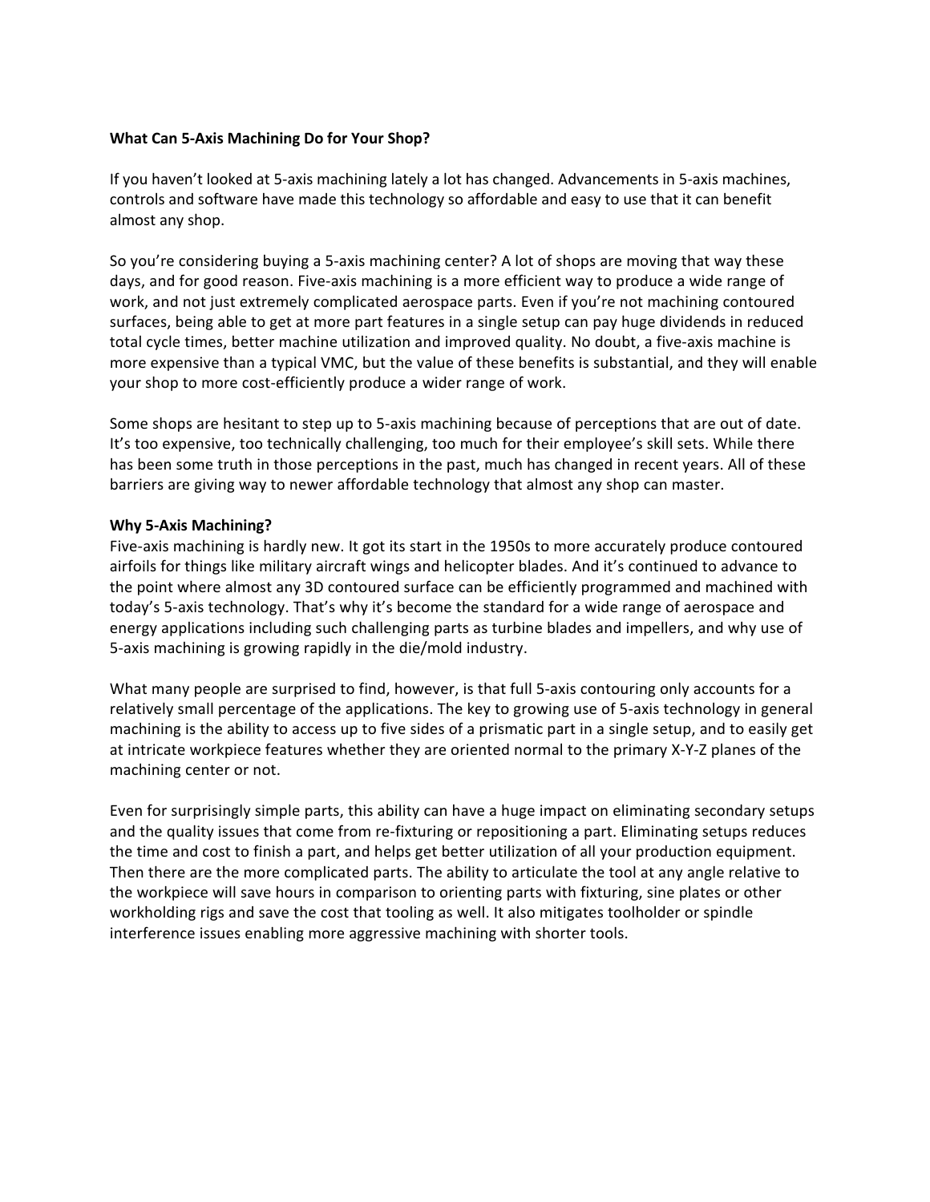**What Can 5-Axis Machining Do for Your Shop?**

If you haven't looked at 5-axis machining lately a lot has changed. Advancements in 5-axis machines, controls and software have made this technology so affordable and easy to use that it can benefit almost any shop.

So you're considering buying a 5-axis machining center? A lot of shops are moving that way these days, and for good reason. Five-axis machining is a more efficient way to produce a wide range of work, and not just extremely complicated aerospace parts. Even if you're not machining contoured surfaces, being able to get at more part features in a single setup can pay huge dividends in reduced total cycle times, better machine utilization and improved quality. No doubt, a five-axis machine is more expensive than a typical VMC, but the value of these benefits is substantial, and they will enable your shop to more cost-efficiently produce a wider range of work.

Some shops are hesitant to step up to 5-axis machining because of perceptions that are out of date. It's too expensive, too technically challenging, too much for their employee's skill sets. While there has been some truth in those perceptions in the past, much has changed in recent years. All of these barriers are giving way to newer affordable technology that almost any shop can master.

**Why 5-Axis Machining?**

Five-axis machining is hardly new. It got its start in the 1950s to more accurately produce contoured airfoils for things like military aircraft wings and helicopter blades. And it's continued to advance to the point where almost any 3D contoured surface can be efficiently programmed and machined with today's 5-axis technology. That's why it's become the standard for a wide range of aerospace and energy applications including such challenging parts as turbine blades and impellers, and why use of 5-axis machining is growing rapidly in the die/mold industry.

What many people are surprised to find, however, is that full 5-axis contouring only accounts for a relatively small percentage of the applications. The key to growing use of 5-axis technology in general machining is the ability to access up to five sides of a prismatic part in a single setup, and to easily get at intricate workpiece features whether they are oriented normal to the primary X-Y-Z planes of the machining center or not.

Even for surprisingly simple parts, this ability can have a huge impact on eliminating secondary setups and the quality issues that come from re-fixturing or repositioning a part. Eliminating setups reduces the time and cost to finish a part, and helps get better utilization of all your production equipment. Then there are the more complicated parts. The ability to articulate the tool at any angle relative to the workpiece will save hours in comparison to orienting parts with fixturing, sine plates or other workholding rigs and save the cost that tooling as well. It also mitigates toolholder or spindle interference issues enabling more aggressive machining with shorter tools.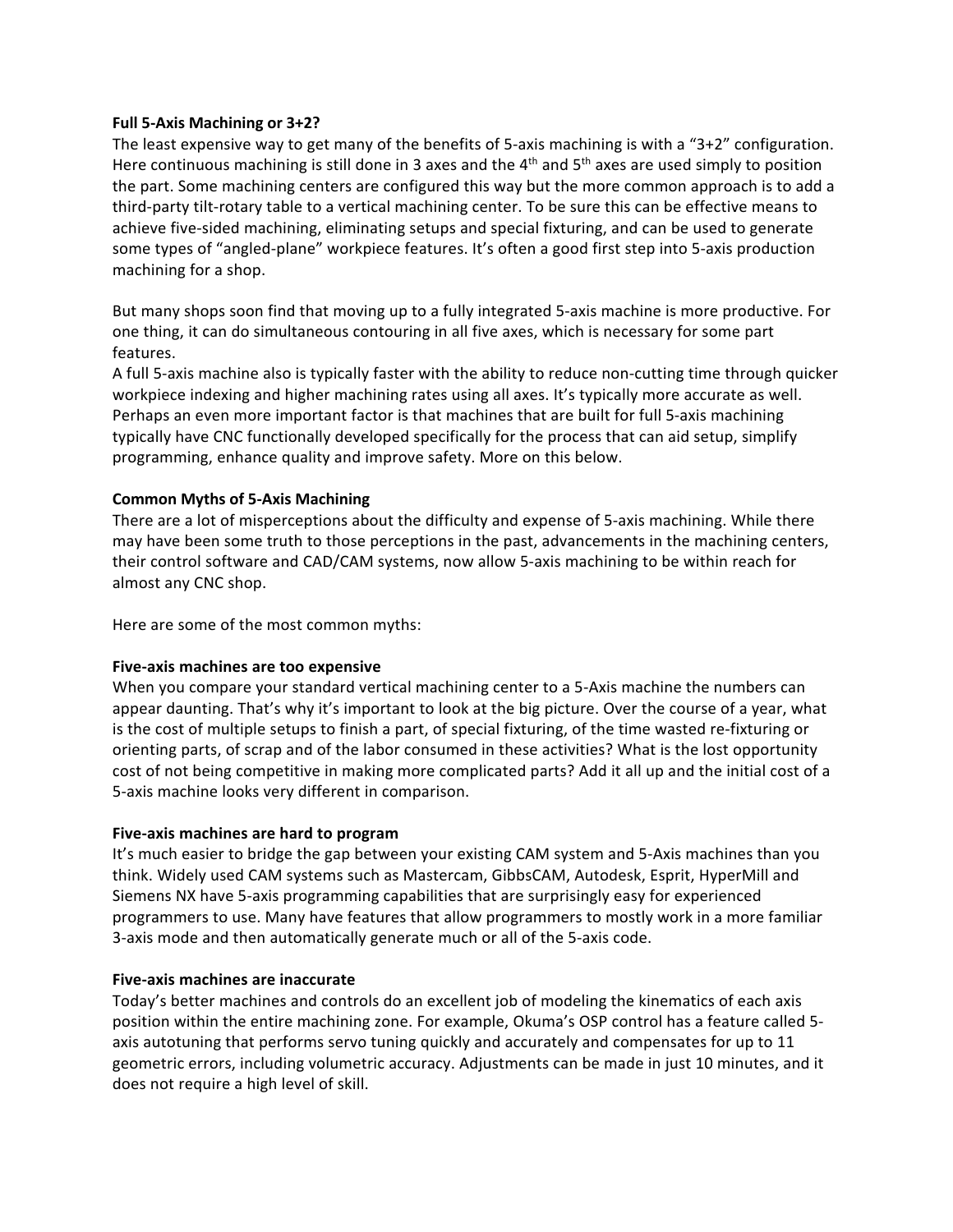**Full 5-Axis Machining or 3+2?**

The least expensive way to get many of the benefits of 5-axis machining is with a "3+2" configuration. Here continuous machining is still done in 3 axes and the $4^{th}$ and $5^{th}$ axes are used simply to position the part. Some machining centers are configured this way but the more common approach is to add a third-party tilt-rotary table to a vertical machining center. To be sure this can be effective means to achieve five-sided machining, eliminating setups and special fixturing, and can be used to generate some types of "angled-plane" workpiece features. It's often a good first step into 5-axis production machining for a shop.

But many shops soon find that moving up to a fully integrated 5-axis machine is more productive. For one thing, it can do simultaneous contouring in all five axes, which is necessary for some part features.

A full 5-axis machine also is typically faster with the ability to reduce non-cutting time through quicker workpiece indexing and higher machining rates using all axes. It's typically more accurate as well. Perhaps an even more important factor is that machines that are built for full 5-axis machining typically have CNC functionally developed specifically for the process that can aid setup, simplify programming, enhance quality and improve safety. More on this below.

**Common Myths of 5-Axis Machining**

There are a lot of misperceptions about the difficulty and expense of 5-axis machining. While there may have been some truth to those perceptions in the past, advancements in the machining centers, their control software and CAD/CAM systems, now allow 5-axis machining to be within reach for almost any CNC shop.

Here are some of the most common myths:

**Five-axis machines are too expensive**

When you compare your standard vertical machining center to a 5-Axis machine the numbers can appear daunting. That's why it's important to look at the big picture. Over the course of a year, what is the cost of multiple setups to finish a part, of special fixturing, of the time wasted re-fixturing or orienting parts, of scrap and of the labor consumed in these activities? What is the lost opportunity cost of not being competitive in making more complicated parts? Add it all up and the initial cost of a 5-axis machine looks very different in comparison.

**Five-axis machines are hard to program**

It's much easier to bridge the gap between your existing CAM system and 5-Axis machines than you think. Widely used CAM systems such as Mastercam, GibbsCAM, Autodesk, Esprit, HyperMill and Siemens NX have 5-axis programming capabilities that are surprisingly easy for experienced programmers to use. Many have features that allow programmers to mostly work in a more familiar 3-axis mode and then automatically generate much or all of the 5-axis code.

**Five-axis machines are inaccurate**

Today's better machines and controls do an excellent job of modeling the kinematics of each axis position within the entire machining zone. For example, Okuma's OSP control has a feature called 5-axis autotuning that performs servo tuning quickly and accurately and compensates for up to 11 geometric errors, including volumetric accuracy. Adjustments can be made in just 10 minutes, and it does not require a high level of skill.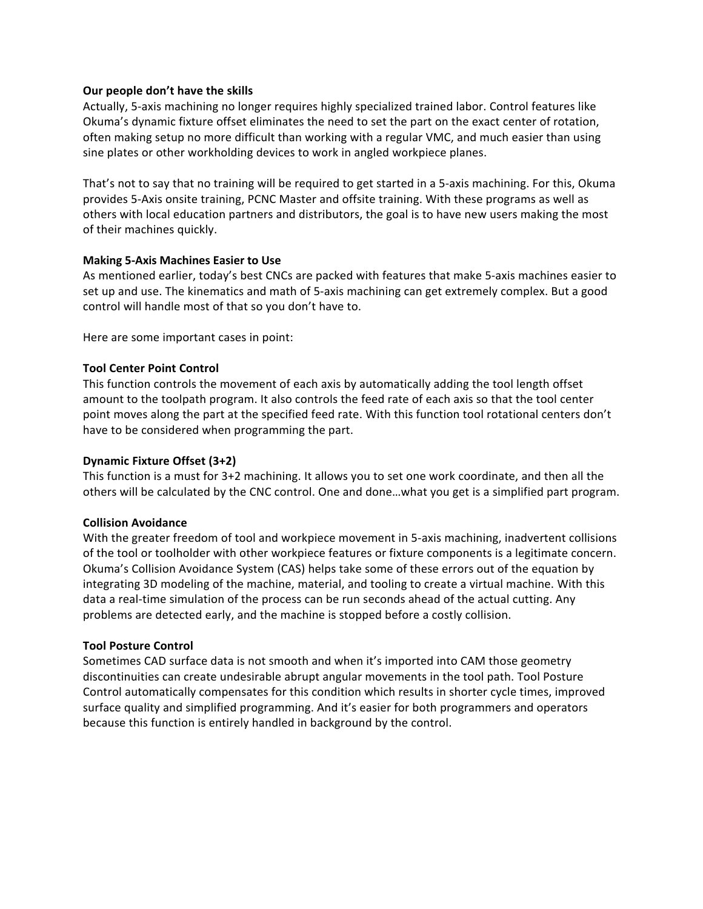**Our people don't have the skills**

Actually, 5-axis machining no longer requires highly specialized trained labor. Control features like Okuma's dynamic fixture offset eliminates the need to set the part on the exact center of rotation, often making setup no more difficult than working with a regular VMC, and much easier than using sine plates or other workholding devices to work in angled workpiece planes.

That's not to say that no training will be required to get started in a 5-axis machining. For this, Okuma provides 5-Axis onsite training, PCNC Master and offsite training. With these programs as well as others with local education partners and distributors, the goal is to have new users making the most of their machines quickly.

**Making 5-Axis Machines Easier to Use**

As mentioned earlier, today's best CNCs are packed with features that make 5-axis machines easier to set up and use. The kinematics and math of 5-axis machining can get extremely complex. But a good control will handle most of that so you don't have to.

Here are some important cases in point:

**Tool Center Point Control**

This function controls the movement of each axis by automatically adding the tool length offset amount to the toolpath program. It also controls the feed rate of each axis so that the tool center point moves along the part at the specified feed rate. With this function tool rotational centers don't have to be considered when programming the part.

**Dynamic Fixture Offset (3+2)**

This function is a must for 3+2 machining. It allows you to set one work coordinate, and then all the others will be calculated by the CNC control. One and done…what you get is a simplified part program.

**Collision Avoidance**

With the greater freedom of tool and workpiece movement in 5-axis machining, inadvertent collisions of the tool or toolholder with other workpiece features or fixture components is a legitimate concern. Okuma's Collision Avoidance System (CAS) helps take some of these errors out of the equation by integrating 3D modeling of the machine, material, and tooling to create a virtual machine. With this data a real-time simulation of the process can be run seconds ahead of the actual cutting. Any problems are detected early, and the machine is stopped before a costly collision.

**Tool Posture Control**

Sometimes CAD surface data is not smooth and when it's imported into CAM those geometry discontinuities can create undesirable abrupt angular movements in the tool path. Tool Posture Control automatically compensates for this condition which results in shorter cycle times, improved surface quality and simplified programming. And it's easier for both programmers and operators because this function is entirely handled in background by the control.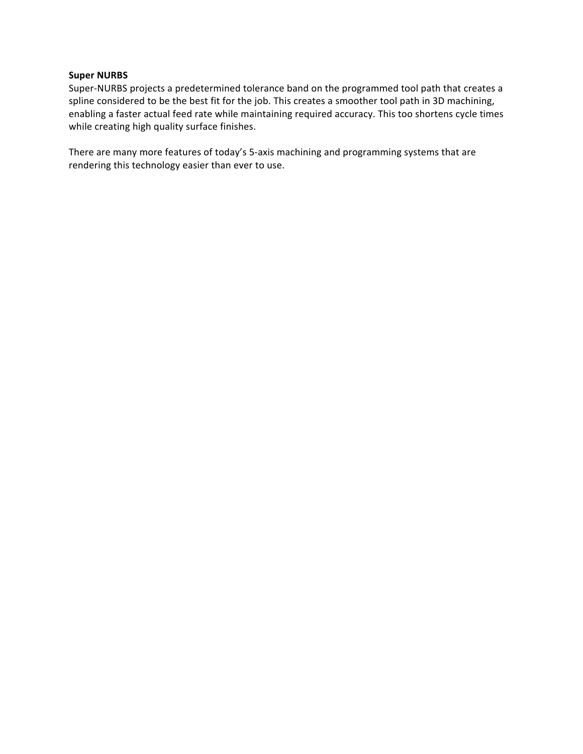**Super NURBS**

Super-NURBS projects a predetermined tolerance band on the programmed tool path that creates a spline considered to be the best fit for the job. This creates a smoother tool path in 3D machining, enabling a faster actual feed rate while maintaining required accuracy. This too shortens cycle times while creating high quality surface finishes.

There are many more features of today's 5-axis machining and programming systems that are rendering this technology easier than ever to use.